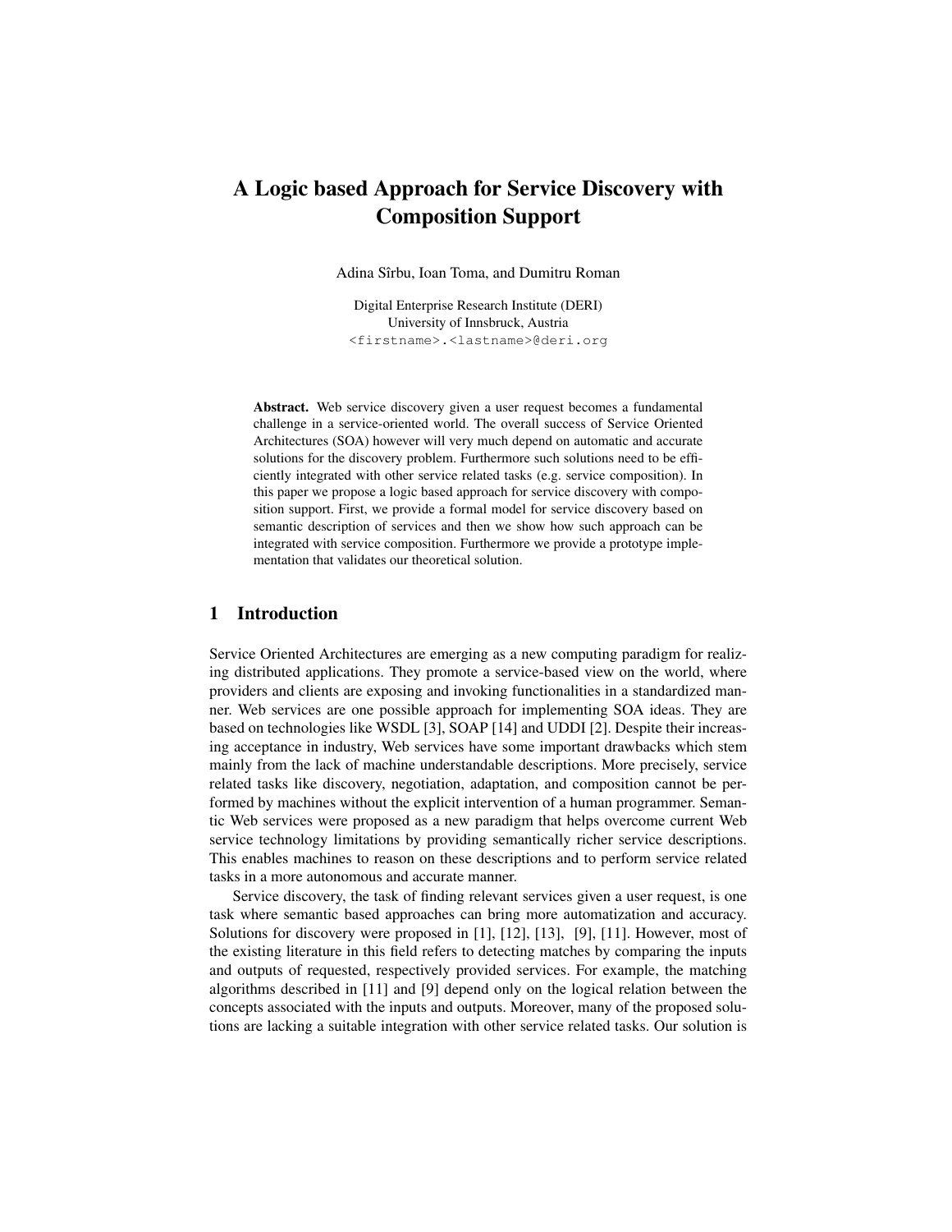# A Logic based Approach for Service Discovery with Composition Support

Adina Sîrbu, Ioan Toma, and Dumitru Roman

Digital Enterprise Research Institute (DERI)
University of Innsbruck, Austria
<firstname>.<lastname>@deri.org

**Abstract.** Web service discovery given a user request becomes a fundamental challenge in a service-oriented world. The overall success of Service Oriented Architectures (SOA) however will very much depend on automatic and accurate solutions for the discovery problem. Furthermore such solutions need to be efficiently integrated with other service related tasks (e.g. service composition). In this paper we propose a logic based approach for service discovery with composition support. First, we provide a formal model for service discovery based on semantic description of services and then we show how such approach can be integrated with service composition. Furthermore we provide a prototype implementation that validates our theoretical solution.

## 1 Introduction

Service Oriented Architectures are emerging as a new computing paradigm for realizing distributed applications. They promote a service-based view on the world, where providers and clients are exposing and invoking functionalities in a standardized manner. Web services are one possible approach for implementing SOA ideas. They are based on technologies like WSDL [3], SOAP [14] and UDDI [2]. Despite their increasing acceptance in industry, Web services have some important drawbacks which stem mainly from the lack of machine understandable descriptions. More precisely, service related tasks like discovery, negotiation, adaptation, and composition cannot be performed by machines without the explicit intervention of a human programmer. Semantic Web services were proposed as a new paradigm that helps overcome current Web service technology limitations by providing semantically richer service descriptions. This enables machines to reason on these descriptions and to perform service related tasks in a more autonomous and accurate manner.

Service discovery, the task of finding relevant services given a user request, is one task where semantic based approaches can bring more automatization and accuracy. Solutions for discovery were proposed in [1], [12], [13], [9], [11]. However, most of the existing literature in this field refers to detecting matches by comparing the inputs and outputs of requested, respectively provided services. For example, the matching algorithms described in [11] and [9] depend only on the logical relation between the concepts associated with the inputs and outputs. Moreover, many of the proposed solutions are lacking a suitable integration with other service related tasks. Our solution is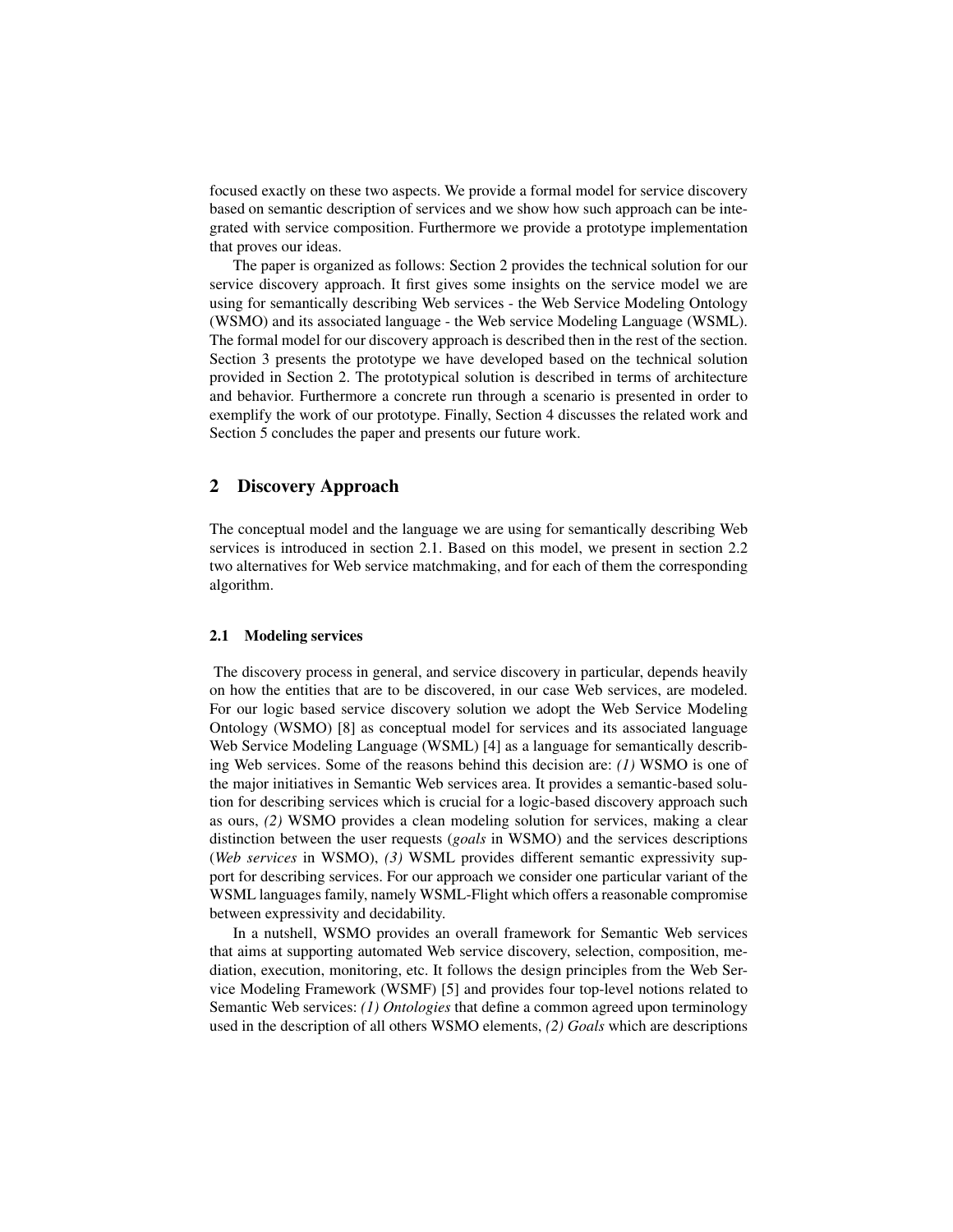focused exactly on these two aspects. We provide a formal model for service discovery based on semantic description of services and we show how such approach can be integrated with service composition. Furthermore we provide a prototype implementation that proves our ideas.

The paper is organized as follows: Section 2 provides the technical solution for our service discovery approach. It first gives some insights on the service model we are using for semantically describing Web services - the Web Service Modeling Ontology (WSMO) and its associated language - the Web service Modeling Language (WSML). The formal model for our discovery approach is described then in the rest of the section. Section 3 presents the prototype we have developed based on the technical solution provided in Section 2. The prototypical solution is described in terms of architecture and behavior. Furthermore a concrete run through a scenario is presented in order to exemplify the work of our prototype. Finally, Section 4 discusses the related work and Section 5 concludes the paper and presents our future work.

## 2 Discovery Approach

The conceptual model and the language we are using for semantically describing Web services is introduced in section 2.1. Based on this model, we present in section 2.2 two alternatives for Web service matchmaking, and for each of them the corresponding algorithm.

### 2.1 Modeling services

The discovery process in general, and service discovery in particular, depends heavily on how the entities that are to be discovered, in our case Web services, are modeled. For our logic based service discovery solution we adopt the Web Service Modeling Ontology (WSMO) [8] as conceptual model for services and its associated language Web Service Modeling Language (WSML) [4] as a language for semantically describing Web services. Some of the reasons behind this decision are: *(1)* WSMO is one of the major initiatives in Semantic Web services area. It provides a semantic-based solution for describing services which is crucial for a logic-based discovery approach such as ours, *(2)* WSMO provides a clean modeling solution for services, making a clear distinction between the user requests (*goals* in WSMO) and the services descriptions (*Web services* in WSMO), *(3)* WSML provides different semantic expressivity support for describing services. For our approach we consider one particular variant of the WSML languages family, namely WSML-Flight which offers a reasonable compromise between expressivity and decidability.

In a nutshell, WSMO provides an overall framework for Semantic Web services that aims at supporting automated Web service discovery, selection, composition, mediation, execution, monitoring, etc. It follows the design principles from the Web Service Modeling Framework (WSMF) [5] and provides four top-level notions related to Semantic Web services: *(1) Ontologies* that define a common agreed upon terminology used in the description of all others WSMO elements, *(2) Goals* which are descriptions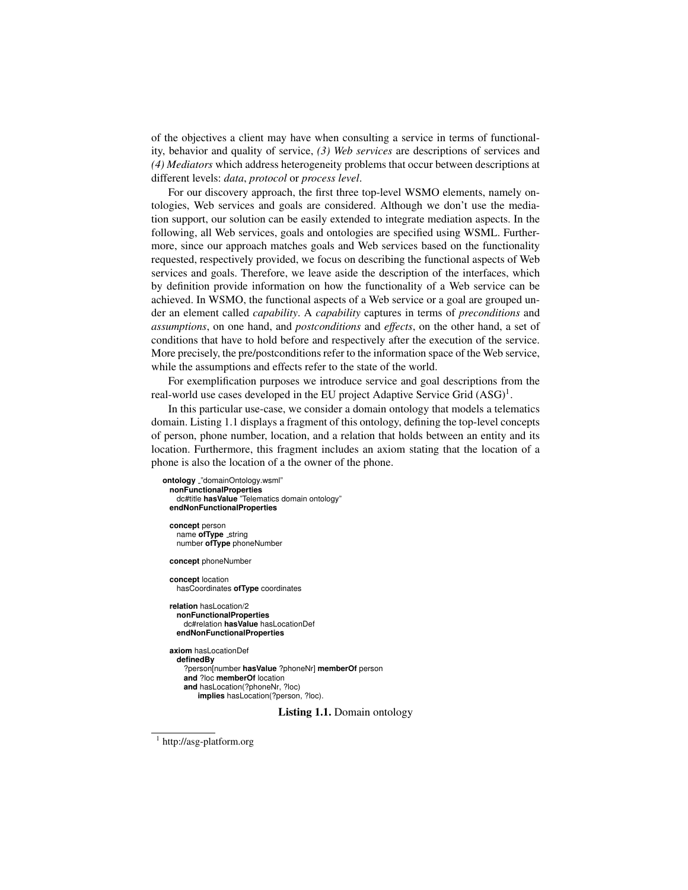of the objectives a client may have when consulting a service in terms of functionality, behavior and quality of service, *(3) Web services* are descriptions of services and *(4) Mediators* which address heterogeneity problems that occur between descriptions at different levels: *data*, *protocol* or *process level*.

For our discovery approach, the first three top-level WSMO elements, namely ontologies, Web services and goals are considered. Although we don't use the mediation support, our solution can be easily extended to integrate mediation aspects. In the following, all Web services, goals and ontologies are specified using WSML. Furthermore, since our approach matches goals and Web services based on the functionality requested, respectively provided, we focus on describing the functional aspects of Web services and goals. Therefore, we leave aside the description of the interfaces, which by definition provide information on how the functionality of a Web service can be achieved. In WSMO, the functional aspects of a Web service or a goal are grouped under an element called *capability*. A *capability* captures in terms of *preconditions* and *assumptions*, on one hand, and *postconditions* and *effects*, on the other hand, a set of conditions that have to hold before and respectively after the execution of the service. More precisely, the pre/postconditions refer to the information space of the Web service, while the assumptions and effects refer to the state of the world.

For exemplification purposes we introduce service and goal descriptions from the real-world use cases developed in the EU project Adaptive Service Grid (ASG)[1].

In this particular use-case, we consider a domain ontology that models a telematics domain. Listing 1.1 displays a fragment of this ontology, defining the top-level concepts of person, phone number, location, and a relation that holds between an entity and its location. Furthermore, this fragment includes an axiom stating that the location of a phone is also the location of a the owner of the phone.

```
ontology _"domainOntology.wsml"
  nonFunctionalProperties
    dc#title hasValue "Telematics domain ontology"
  endNonFunctionalProperties

  concept person
    name ofType _string
    number ofType phoneNumber

  concept phoneNumber

  concept location
    hasCoordinates ofType coordinates

  relation hasLocation/2
    nonFunctionalProperties
      dc#relation hasValue hasLocationDef
    endNonFunctionalProperties

  axiom hasLocationDef
    definedBy
      ?person[number hasValue ?phoneNr] memberOf person
      and ?loc memberOf location
      and hasLocation(?phoneNr, ?loc)
          implies hasLocation(?person, ?loc).
```

**Listing 1.1.** Domain ontology

[1] http://asg-platform.org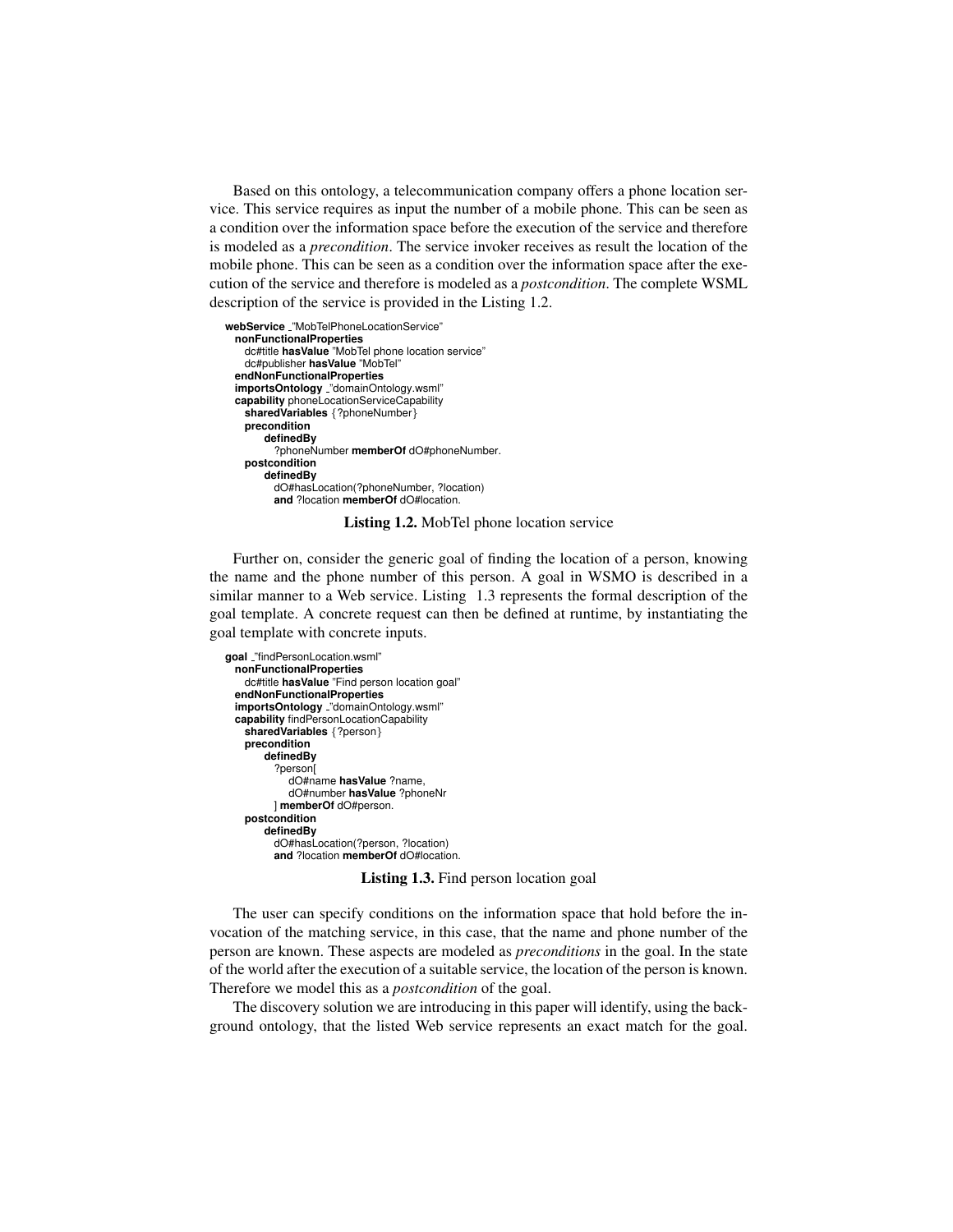Based on this ontology, a telecommunication company offers a phone location service. This service requires as input the number of a mobile phone. This can be seen as a condition over the information space before the execution of the service and therefore is modeled as a *precondition*. The service invoker receives as result the location of the mobile phone. This can be seen as a condition over the information space after the execution of the service and therefore is modeled as a *postcondition*. The complete WSML description of the service is provided in the Listing 1.2.

```
webService _"MobTelPhoneLocationService"
  nonFunctionalProperties
    dc#title hasValue "MobTel phone location service"
    dc#publisher hasValue "MobTel"
  endNonFunctionalProperties
  importsOntology _"domainOntology.wsml"
  capability phoneLocationServiceCapability
    sharedVariables {?phoneNumber}
    precondition
        definedBy
          ?phoneNumber memberOf dO#phoneNumber.
    postcondition
        definedBy
          dO#hasLocation(?phoneNumber, ?location)
          and ?location memberOf dO#location.
```

**Listing 1.2.** MobTel phone location service

Further on, consider the generic goal of finding the location of a person, knowing the name and the phone number of this person. A goal in WSMO is described in a similar manner to a Web service. Listing 1.3 represents the formal description of the goal template. A concrete request can then be defined at runtime, by instantiating the goal template with concrete inputs.

```
goal _"findPersonLocation.wsml"
  nonFunctionalProperties
    dc#title hasValue "Find person location goal"
  endNonFunctionalProperties
  importsOntology _"domainOntology.wsml"
  capability findPersonLocationCapability
    sharedVariables {?person}
    precondition
        definedBy
          ?person[
              dO#name hasValue ?name,
              dO#number hasValue ?phoneNr
          ] memberOf dO#person.
    postcondition
        definedBy
          dO#hasLocation(?person, ?location)
          and ?location memberOf dO#location.
```

**Listing 1.3.** Find person location goal

The user can specify conditions on the information space that hold before the invocation of the matching service, in this case, that the name and phone number of the person are known. These aspects are modeled as *preconditions* in the goal. In the state of the world after the execution of a suitable service, the location of the person is known. Therefore we model this as a *postcondition* of the goal.

The discovery solution we are introducing in this paper will identify, using the background ontology, that the listed Web service represents an exact match for the goal.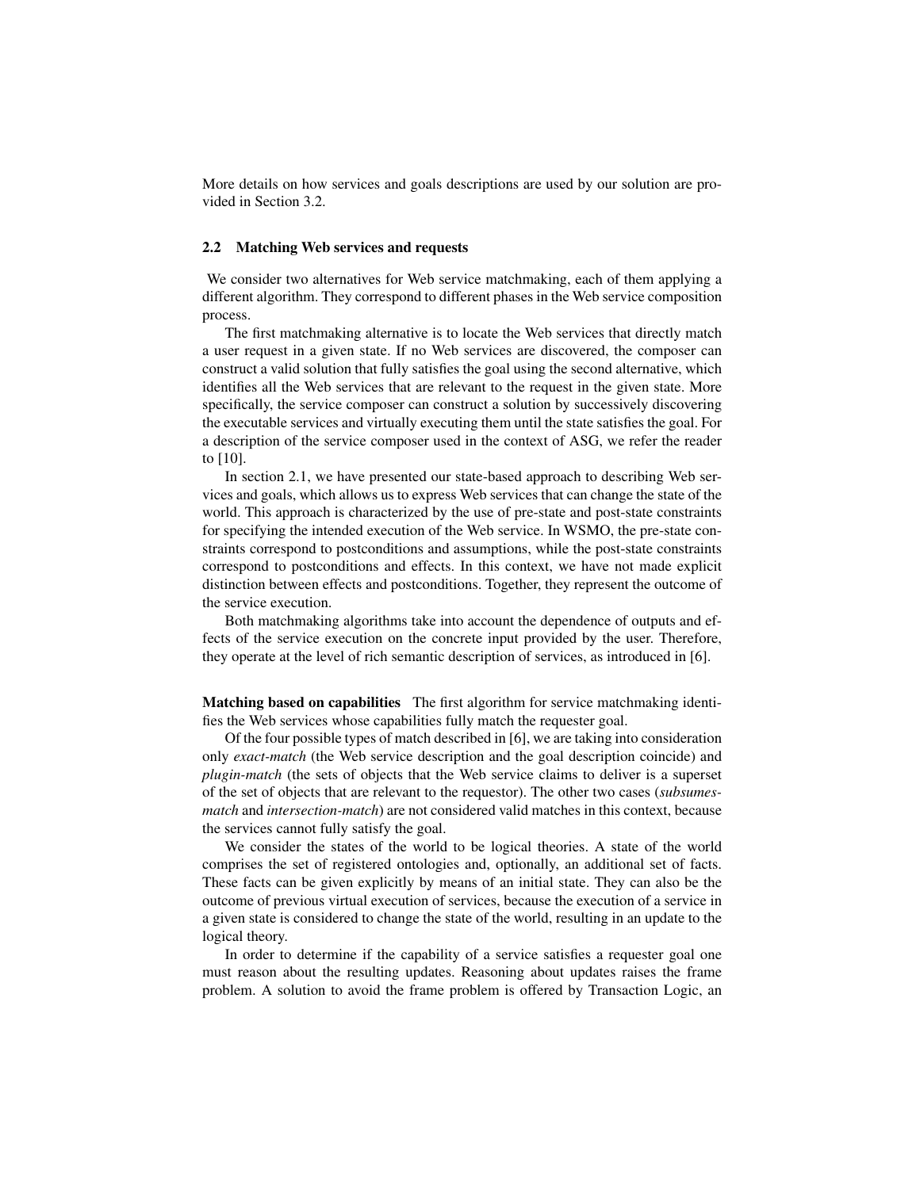More details on how services and goals descriptions are used by our solution are provided in Section 3.2.

### 2.2 Matching Web services and requests

We consider two alternatives for Web service matchmaking, each of them applying a different algorithm. They correspond to different phases in the Web service composition process.

The first matchmaking alternative is to locate the Web services that directly match a user request in a given state. If no Web services are discovered, the composer can construct a valid solution that fully satisfies the goal using the second alternative, which identifies all the Web services that are relevant to the request in the given state. More specifically, the service composer can construct a solution by successively discovering the executable services and virtually executing them until the state satisfies the goal. For a description of the service composer used in the context of ASG, we refer the reader to [10].

In section 2.1, we have presented our state-based approach to describing Web services and goals, which allows us to express Web services that can change the state of the world. This approach is characterized by the use of pre-state and post-state constraints for specifying the intended execution of the Web service. In WSMO, the pre-state constraints correspond to postconditions and assumptions, while the post-state constraints correspond to postconditions and effects. In this context, we have not made explicit distinction between effects and postconditions. Together, they represent the outcome of the service execution.

Both matchmaking algorithms take into account the dependence of outputs and effects of the service execution on the concrete input provided by the user. Therefore, they operate at the level of rich semantic description of services, as introduced in [6].

**Matching based on capabilities** The first algorithm for service matchmaking identifies the Web services whose capabilities fully match the requester goal.

Of the four possible types of match described in [6], we are taking into consideration only *exact-match* (the Web service description and the goal description coincide) and *plugin-match* (the sets of objects that the Web service claims to deliver is a superset of the set of objects that are relevant to the requestor). The other two cases (*subsumes-match* and *intersection-match*) are not considered valid matches in this context, because the services cannot fully satisfy the goal.

We consider the states of the world to be logical theories. A state of the world comprises the set of registered ontologies and, optionally, an additional set of facts. These facts can be given explicitly by means of an initial state. They can also be the outcome of previous virtual execution of services, because the execution of a service in a given state is considered to change the state of the world, resulting in an update to the logical theory.

In order to determine if the capability of a service satisfies a requester goal one must reason about the resulting updates. Reasoning about updates raises the frame problem. A solution to avoid the frame problem is offered by Transaction Logic, an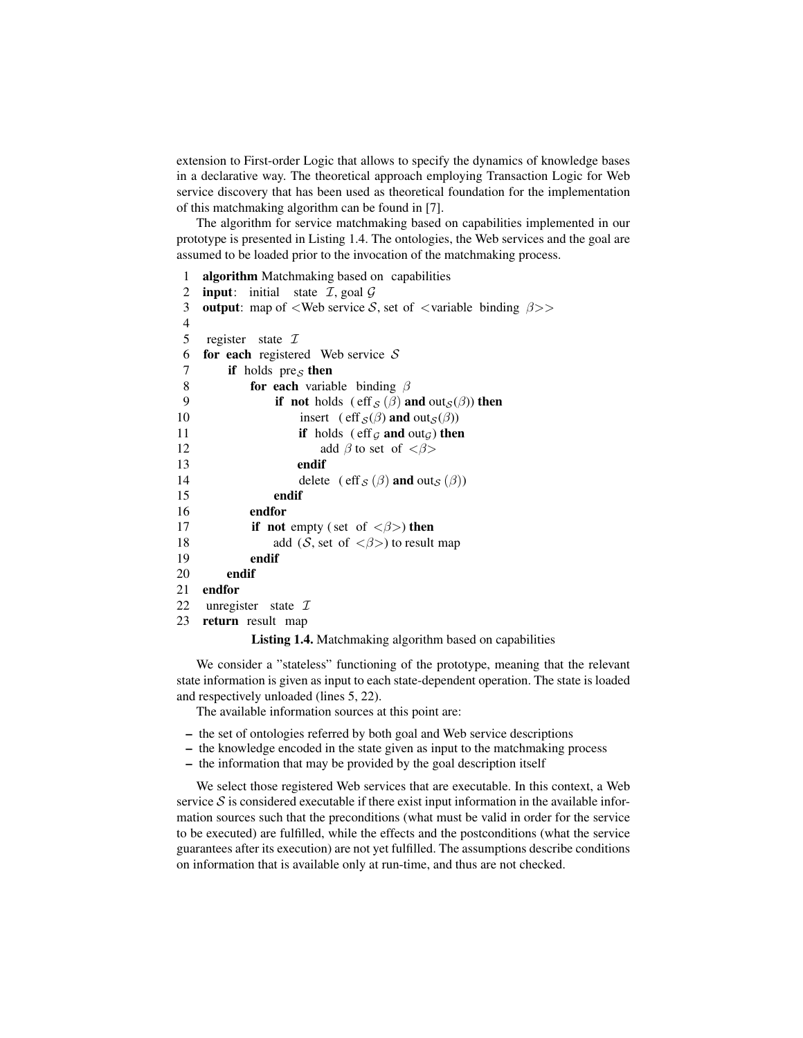extension to First-order Logic that allows to specify the dynamics of knowledge bases in a declarative way. The theoretical approach employing Transaction Logic for Web service discovery that has been used as theoretical foundation for the implementation of this matchmaking algorithm can be found in [7].

The algorithm for service matchmaking based on capabilities implemented in our prototype is presented in Listing 1.4. The ontologies, the Web services and the goal are assumed to be loaded prior to the invocation of the matchmaking process.

```
 1  algorithm Matchmaking based on capabilities
 2  input: initial state I, goal G
 3  output: map of <Web service S, set of <variable binding β>>
 4
 5   register state I
 6  for each registered Web service S
 7      if holds pre_S then
 8          for each variable binding β
 9              if not holds ( eff_S (β) and out_S(β)) then
10                  insert ( eff_S(β) and out_S(β))
11                  if holds ( eff_G and out_G) then
12                      add β to set of <β>
13                  endif
14                  delete ( eff_S (β) and out_S (β))
15              endif
16          endfor
17          if not empty (set of <β>) then
18              add (S, set of <β>) to result map
19          endif
20      endif
21  endfor
22   unregister state I
23  return result map
```

**Listing 1.4.** Matchmaking algorithm based on capabilities

We consider a "stateless" functioning of the prototype, meaning that the relevant state information is given as input to each state-dependent operation. The state is loaded and respectively unloaded (lines 5, 22).

The available information sources at this point are:

- the set of ontologies referred by both goal and Web service descriptions
- the knowledge encoded in the state given as input to the matchmaking process
- the information that may be provided by the goal description itself

We select those registered Web services that are executable. In this context, a Web service $\mathcal{S}$ is considered executable if there exist input information in the available information sources such that the preconditions (what must be valid in order for the service to be executed) are fulfilled, while the effects and the postconditions (what the service guarantees after its execution) are not yet fulfilled. The assumptions describe conditions on information that is available only at run-time, and thus are not checked.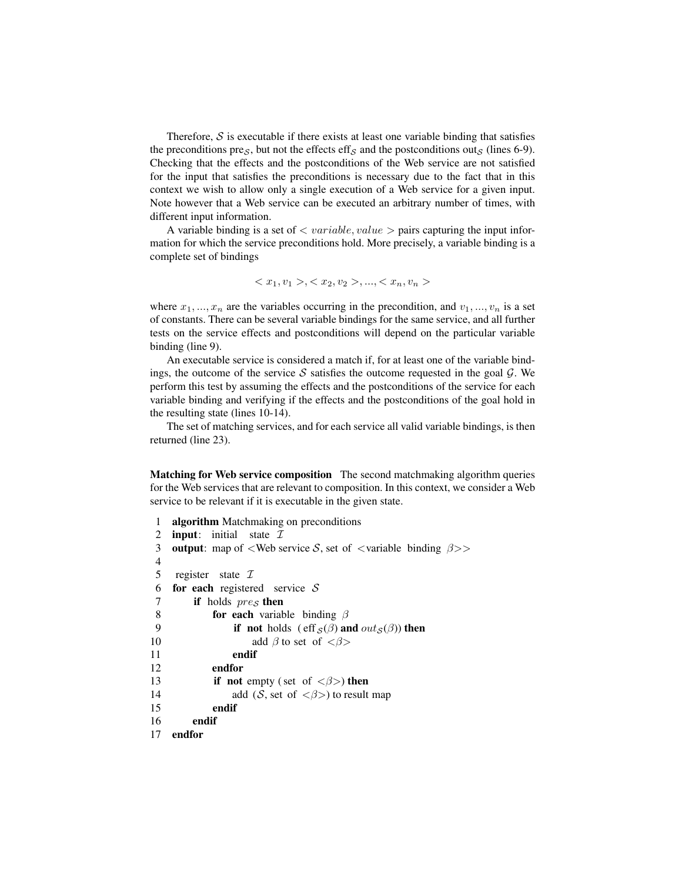Therefore, $\mathcal{S}$ is executable if there exists at least one variable binding that satisfies the preconditions $\text{pre}_{\mathcal{S}}$, but not the effects $\text{eff}_{\mathcal{S}}$ and the postconditions $\text{out}_{\mathcal{S}}$ (lines 6-9). Checking that the effects and the postconditions of the Web service are not satisfied for the input that satisfies the preconditions is necessary due to the fact that in this context we wish to allow only a single execution of a Web service for a given input. Note however that a Web service can be executed an arbitrary number of times, with different input information.

A variable binding is a set of $< variable, value >$ pairs capturing the input information for which the service preconditions hold. More precisely, a variable binding is a complete set of bindings

$$< x_1, v_1 >, < x_2, v_2 >, ..., < x_n, v_n >$$

where $x_1, ..., x_n$ are the variables occurring in the precondition, and $v_1, ..., v_n$ is a set of constants. There can be several variable bindings for the same service, and all further tests on the service effects and postconditions will depend on the particular variable binding (line 9).

An executable service is considered a match if, for at least one of the variable bindings, the outcome of the service $\mathcal{S}$ satisfies the outcome requested in the goal $\mathcal{G}$. We perform this test by assuming the effects and the postconditions of the service for each variable binding and verifying if the effects and the postconditions of the goal hold in the resulting state (lines 10-14).

The set of matching services, and for each service all valid variable bindings, is then returned (line 23).

**Matching for Web service composition** The second matchmaking algorithm queries for the Web services that are relevant to composition. In this context, we consider a Web service to be relevant if it is executable in the given state.

```
1   algorithm Matchmaking on preconditions
2   input:  initial  state  I
3   output: map of <Web service S, set of <variable binding β>>
4
5    register  state  I
6   for each  registered  service  S
7        if  holds  pre_S then
8             for each  variable  binding  β
9                  if  not  holds  ( eff_S(β) and out_S(β)) then
10                      add β to set of <β>
11                 endif
12            endfor
13            if  not empty ( set  of  <β>) then
14                 add (S, set of <β>) to result map
15            endif
16       endif
17  endfor
```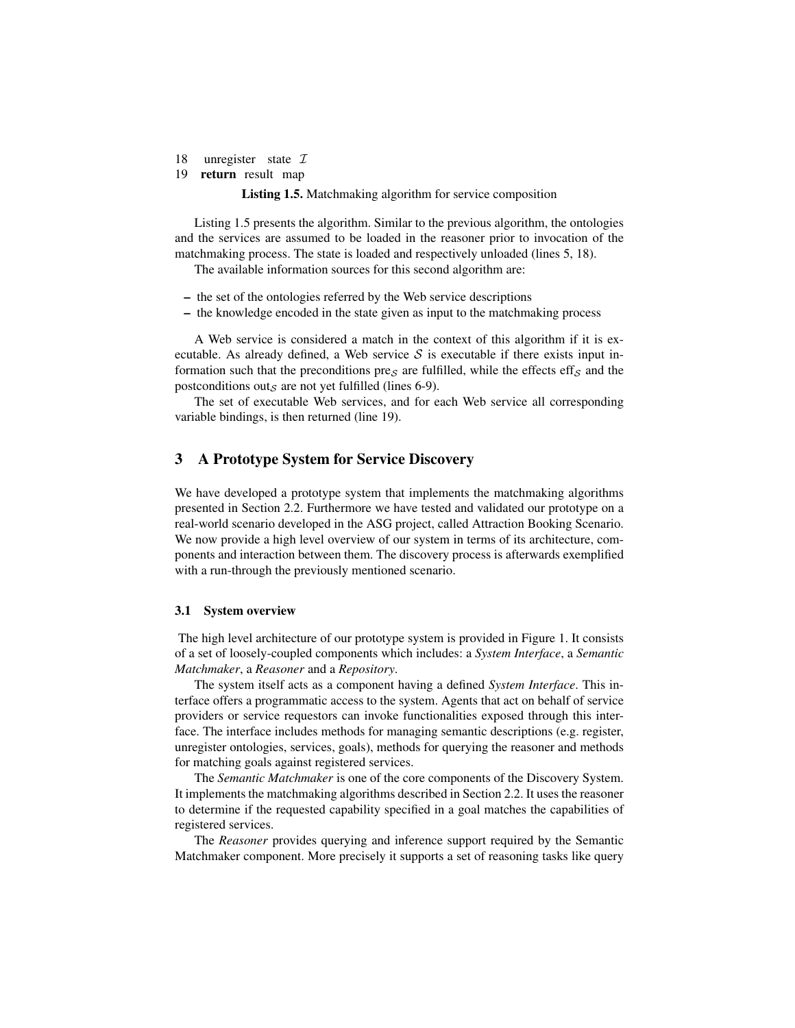```
18    unregister   state  $\mathcal{I}$
19   return  result  map
```

**Listing 1.5.** Matchmaking algorithm for service composition

Listing 1.5 presents the algorithm. Similar to the previous algorithm, the ontologies and the services are assumed to be loaded in the reasoner prior to invocation of the matchmaking process. The state is loaded and respectively unloaded (lines 5, 18).

The available information sources for this second algorithm are:

- the set of the ontologies referred by the Web service descriptions
- the knowledge encoded in the state given as input to the matchmaking process

A Web service is considered a match in the context of this algorithm if it is executable. As already defined, a Web service $\mathcal{S}$ is executable if there exists input information such that the preconditions $\text{pre}_{\mathcal{S}}$ are fulfilled, while the effects $\text{eff}_{\mathcal{S}}$ and the postconditions $\text{out}_{\mathcal{S}}$ are not yet fulfilled (lines 6-9).

The set of executable Web services, and for each Web service all corresponding variable bindings, is then returned (line 19).

## 3 A Prototype System for Service Discovery

We have developed a prototype system that implements the matchmaking algorithms presented in Section 2.2. Furthermore we have tested and validated our prototype on a real-world scenario developed in the ASG project, called Attraction Booking Scenario. We now provide a high level overview of our system in terms of its architecture, components and interaction between them. The discovery process is afterwards exemplified with a run-through the previously mentioned scenario.

### 3.1 System overview

The high level architecture of our prototype system is provided in Figure 1. It consists of a set of loosely-coupled components which includes: a *System Interface*, a *Semantic Matchmaker*, a *Reasoner* and a *Repository*.

The system itself acts as a component having a defined *System Interface*. This interface offers a programmatic access to the system. Agents that act on behalf of service providers or service requestors can invoke functionalities exposed through this interface. The interface includes methods for managing semantic descriptions (e.g. register, unregister ontologies, services, goals), methods for querying the reasoner and methods for matching goals against registered services.

The *Semantic Matchmaker* is one of the core components of the Discovery System. It implements the matchmaking algorithms described in Section 2.2. It uses the reasoner to determine if the requested capability specified in a goal matches the capabilities of registered services.

The *Reasoner* provides querying and inference support required by the Semantic Matchmaker component. More precisely it supports a set of reasoning tasks like query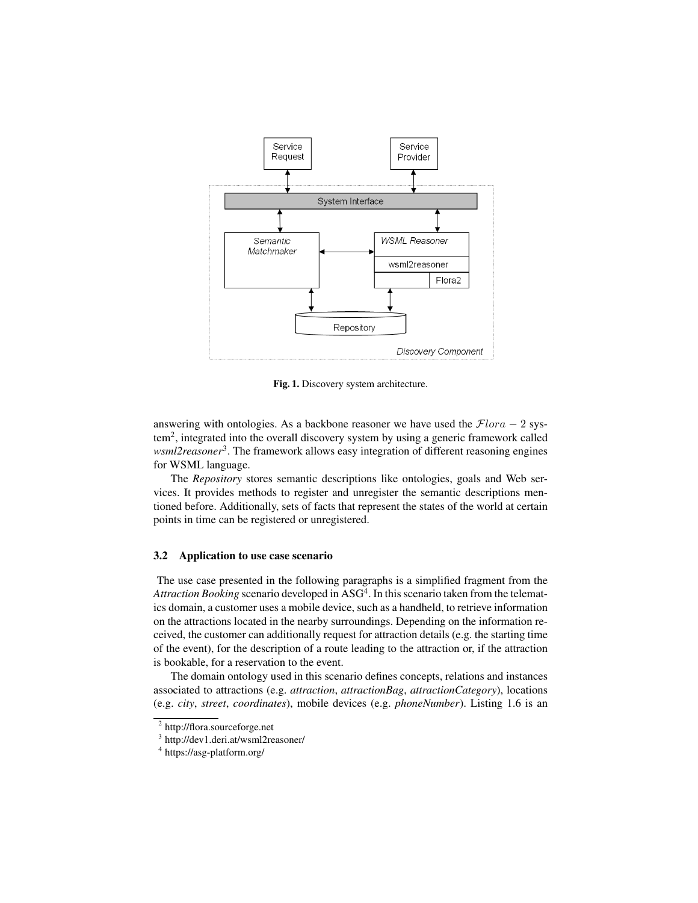Fig. 1. Discovery system architecture.

answering with ontologies. As a backbone reasoner we have used the $\mathcal{F}lora-2$ system[2], integrated into the overall discovery system by using a generic framework called *wsml2reasoner*[3]. The framework allows easy integration of different reasoning engines for WSML language.

The *Repository* stores semantic descriptions like ontologies, goals and Web services. It provides methods to register and unregister the semantic descriptions mentioned before. Additionally, sets of facts that represent the states of the world at certain points in time can be registered or unregistered.

### 3.2 Application to use case scenario

The use case presented in the following paragraphs is a simplified fragment from the *Attraction Booking* scenario developed in ASG[4]. In this scenario taken from the telematics domain, a customer uses a mobile device, such as a handheld, to retrieve information on the attractions located in the nearby surroundings. Depending on the information received, the customer can additionally request for attraction details (e.g. the starting time of the event), for the description of a route leading to the attraction or, if the attraction is bookable, for a reservation to the event.

The domain ontology used in this scenario defines concepts, relations and instances associated to attractions (e.g. *attraction*, *attractionBag*, *attractionCategory*), locations (e.g. *city*, *street*, *coordinates*), mobile devices (e.g. *phoneNumber*). Listing 1.6 is an

[2] http://flora.sourceforge.net

[3] http://dev1.deri.at/wsml2reasoner/

[4] https://asg-platform.org/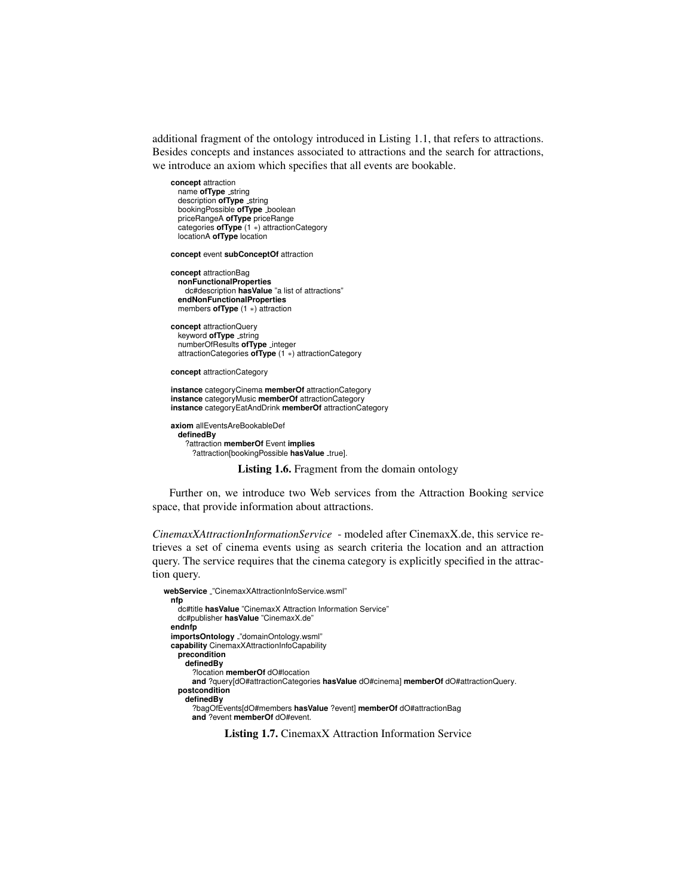additional fragment of the ontology introduced in Listing 1.1, that refers to attractions. Besides concepts and instances associated to attractions and the search for attractions, we introduce an axiom which specifies that all events are bookable.

```
concept attraction
  name ofType _string
  description ofType _string
  bookingPossible ofType _boolean
  priceRangeA ofType priceRange
  categories ofType (1 *) attractionCategory
  locationA ofType location

concept event subConceptOf attraction

concept attractionBag
  nonFunctionalProperties
    dc#description hasValue "a list of attractions"
  endNonFunctionalProperties
  members ofType (1 *) attraction

concept attractionQuery
  keyword ofType _string
  numberOfResults ofType _integer
  attractionCategories ofType (1 *) attractionCategory

concept attractionCategory

instance categoryCinema memberOf attractionCategory
instance categoryMusic memberOf attractionCategory
instance categoryEatAndDrink memberOf attractionCategory

axiom allEventsAreBookableDef
  definedBy
    ?attraction memberOf Event implies
      ?attraction[bookingPossible hasValue _true].
```

**Listing 1.6.** Fragment from the domain ontology

Further on, we introduce two Web services from the Attraction Booking service space, that provide information about attractions.

*CinemaxXAttractionInformationService* - modeled after CinemaxX.de, this service retrieves a set of cinema events using as search criteria the location and an attraction query. The service requires that the cinema category is explicitly specified in the attraction query.

```
webService _"CinemaxXAttractionInfoService.wsml"
  nfp
    dc#title hasValue "CinemaxX Attraction Information Service"
    dc#publisher hasValue "CinemaxX.de"
  endnfp
  importsOntology _"domainOntology.wsml"
  capability CinemaxXAttractionInfoCapability
    precondition
      definedBy
        ?location memberOf dO#location
        and ?query[dO#attractionCategories hasValue dO#cinema] memberOf dO#attractionQuery.
    postcondition
      definedBy
        ?bagOfEvents[dO#members hasValue ?event] memberOf dO#attractionBag
        and ?event memberOf dO#event.
```

**Listing 1.7.** CinemaxX Attraction Information Service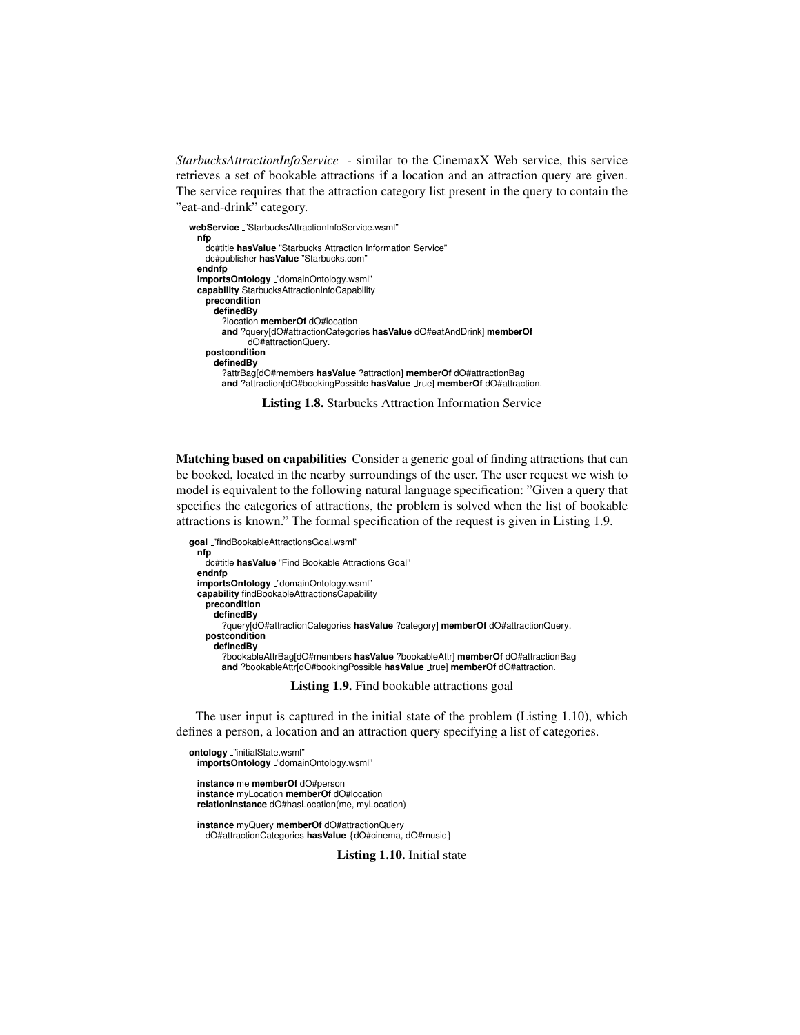*StarbucksAttractionInfoService* - similar to the CinemaxX Web service, this service retrieves a set of bookable attractions if a location and an attraction query are given. The service requires that the attraction category list present in the query to contain the "eat-and-drink" category.

```
webService _"StarbucksAttractionInfoService.wsml"
  nfp
    dc#title hasValue "Starbucks Attraction Information Service"
    dc#publisher hasValue "Starbucks.com"
  endnfp
  importsOntology _"domainOntology.wsml"
  capability StarbucksAttractionInfoCapability
    precondition
      definedBy
        ?location memberOf dO#location
        and ?query[dO#attractionCategories hasValue dO#eatAndDrink] memberOf
              dO#attractionQuery.
    postcondition
      definedBy
        ?attrBag[dO#members hasValue ?attraction] memberOf dO#attractionBag
        and ?attraction[dO#bookingPossible hasValue _true] memberOf dO#attraction.
```

**Listing 1.8.** Starbucks Attraction Information Service

**Matching based on capabilities** Consider a generic goal of finding attractions that can be booked, located in the nearby surroundings of the user. The user request we wish to model is equivalent to the following natural language specification: "Given a query that specifies the categories of attractions, the problem is solved when the list of bookable attractions is known." The formal specification of the request is given in Listing 1.9.

```
goal _"findBookableAttractionsGoal.wsml"
  nfp
    dc#title hasValue "Find Bookable Attractions Goal"
  endnfp
  importsOntology _"domainOntology.wsml"
  capability findBookableAttractionsCapability
    precondition
      definedBy
        ?query[dO#attractionCategories hasValue ?category] memberOf dO#attractionQuery.
    postcondition
      definedBy
        ?bookableAttrBag[dO#members hasValue ?bookableAttr] memberOf dO#attractionBag
        and ?bookableAttr[dO#bookingPossible hasValue _true] memberOf dO#attraction.
```

**Listing 1.9.** Find bookable attractions goal

The user input is captured in the initial state of the problem (Listing 1.10), which defines a person, a location and an attraction query specifying a list of categories.

```
ontology _"initialState.wsml"
  importsOntology _"domainOntology.wsml"

  instance me memberOf dO#person
  instance myLocation memberOf dO#location
  relationInstance dO#hasLocation(me, myLocation)

  instance myQuery memberOf dO#attractionQuery
    dO#attractionCategories hasValue {dO#cinema, dO#music}
```

**Listing 1.10.** Initial state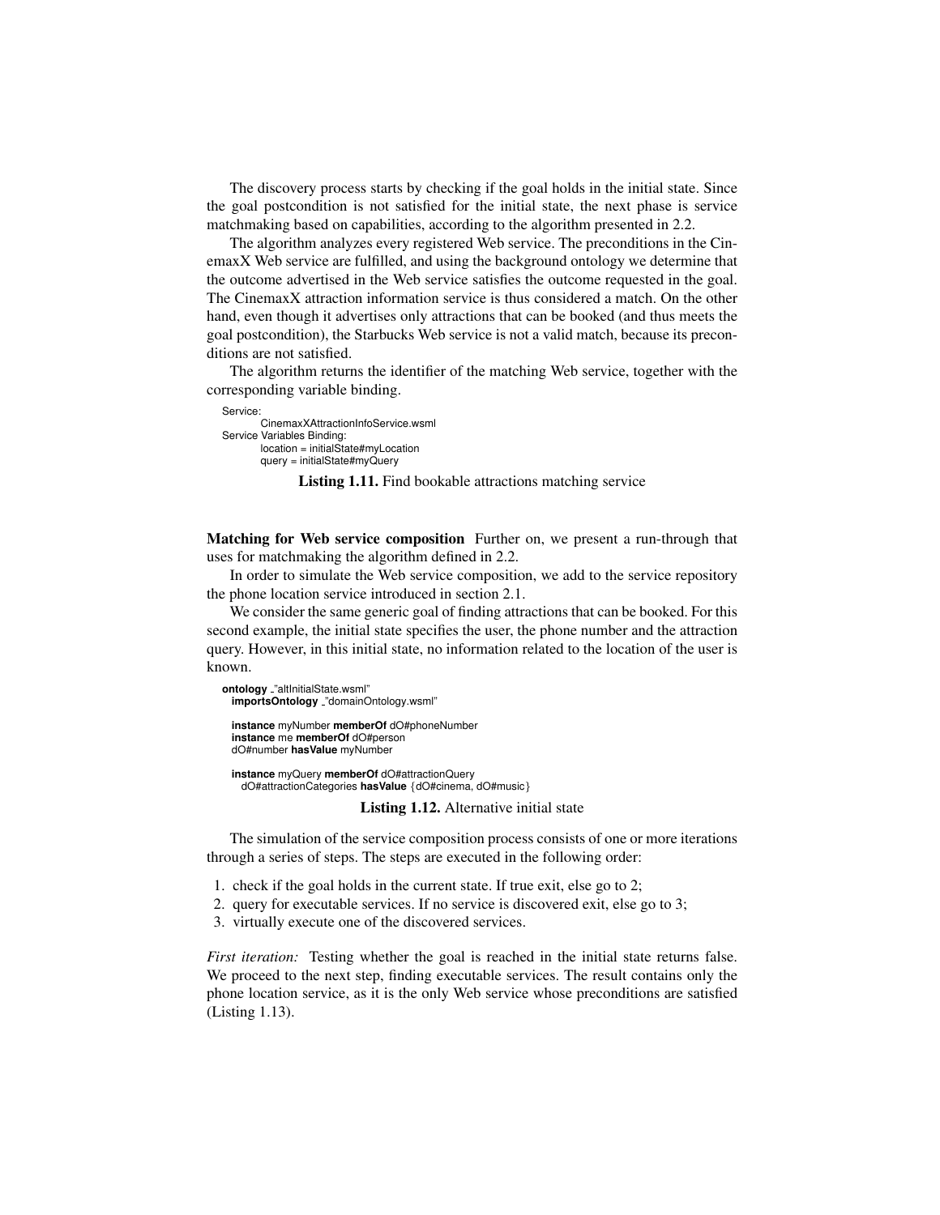The discovery process starts by checking if the goal holds in the initial state. Since the goal postcondition is not satisfied for the initial state, the next phase is service matchmaking based on capabilities, according to the algorithm presented in 2.2.

The algorithm analyzes every registered Web service. The preconditions in the CinemaxX Web service are fulfilled, and using the background ontology we determine that the outcome advertised in the Web service satisfies the outcome requested in the goal. The CinemaxX attraction information service is thus considered a match. On the other hand, even though it advertises only attractions that can be booked (and thus meets the goal postcondition), the Starbucks Web service is not a valid match, because its preconditions are not satisfied.

The algorithm returns the identifier of the matching Web service, together with the corresponding variable binding.

```
Service:
        CinemaxXAttractionInfoService.wsml
Service Variables Binding:
        location = initialState#myLocation
        query = initialState#myQuery
```

**Listing 1.11.** Find bookable attractions matching service

**Matching for Web service composition** Further on, we present a run-through that uses for matchmaking the algorithm defined in 2.2.

In order to simulate the Web service composition, we add to the service repository the phone location service introduced in section 2.1.

We consider the same generic goal of finding attractions that can be booked. For this second example, the initial state specifies the user, the phone number and the attraction query. However, in this initial state, no information related to the location of the user is known.

```
ontology _"altInitialState.wsml"
  importsOntology _"domainOntology.wsml"

  instance myNumber memberOf dO#phoneNumber
  instance me memberOf dO#person
  dO#number hasValue myNumber

  instance myQuery memberOf dO#attractionQuery
    dO#attractionCategories hasValue {dO#cinema, dO#music}
```

**Listing 1.12.** Alternative initial state

The simulation of the service composition process consists of one or more iterations through a series of steps. The steps are executed in the following order:

1. check if the goal holds in the current state. If true exit, else go to 2;
2. query for executable services. If no service is discovered exit, else go to 3;
3. virtually execute one of the discovered services.

*First iteration:* Testing whether the goal is reached in the initial state returns false. We proceed to the next step, finding executable services. The result contains only the phone location service, as it is the only Web service whose preconditions are satisfied (Listing 1.13).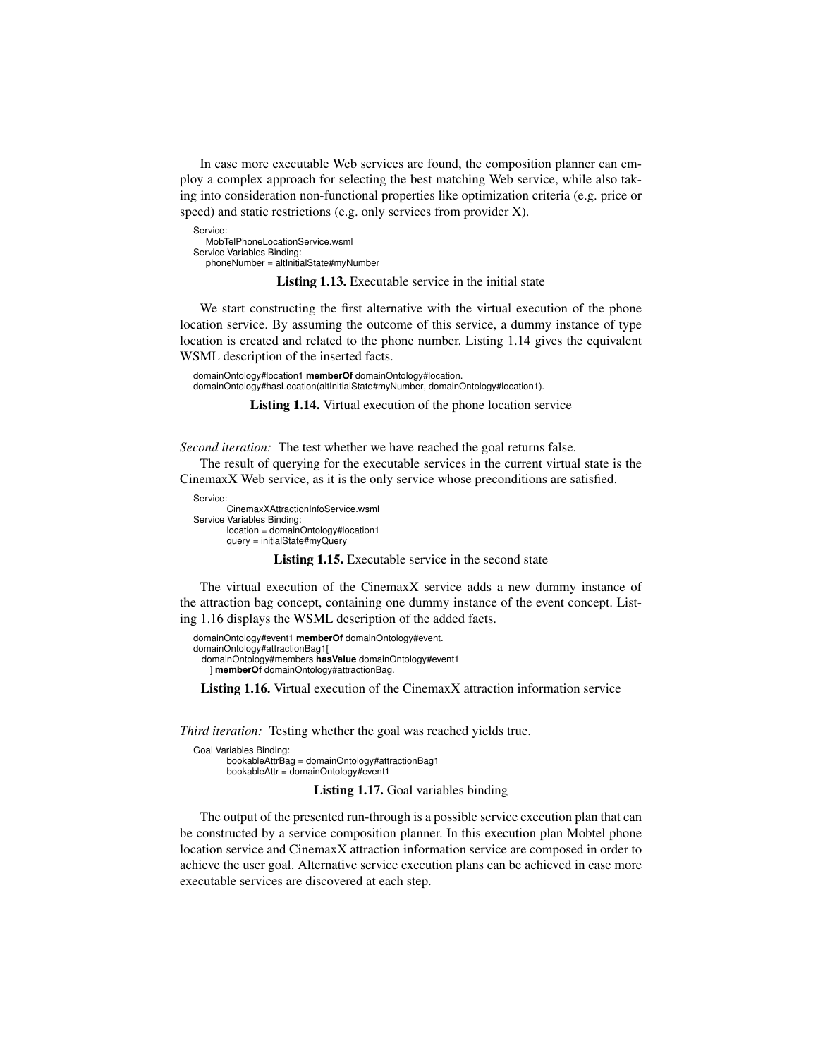In case more executable Web services are found, the composition planner can employ a complex approach for selecting the best matching Web service, while also taking into consideration non-functional properties like optimization criteria (e.g. price or speed) and static restrictions (e.g. only services from provider X).

```
Service:
   MobTelPhoneLocationService.wsml
Service Variables Binding:
   phoneNumber = altInitialState#myNumber
```

**Listing 1.13.** Executable service in the initial state

We start constructing the first alternative with the virtual execution of the phone location service. By assuming the outcome of this service, a dummy instance of type location is created and related to the phone number. Listing 1.14 gives the equivalent WSML description of the inserted facts.

```
domainOntology#location1 memberOf domainOntology#location.
domainOntology#hasLocation(altInitialState#myNumber, domainOntology#location1).
```

**Listing 1.14.** Virtual execution of the phone location service

*Second iteration:* The test whether we have reached the goal returns false.

The result of querying for the executable services in the current virtual state is the CinemaxX Web service, as it is the only service whose preconditions are satisfied.

```
Service:
        CinemaxXAttractionInfoService.wsml
Service Variables Binding:
        location = domainOntology#location1
        query = initialState#myQuery
```

**Listing 1.15.** Executable service in the second state

The virtual execution of the CinemaxX service adds a new dummy instance of the attraction bag concept, containing one dummy instance of the event concept. Listing 1.16 displays the WSML description of the added facts.

```
domainOntology#event1 memberOf domainOntology#event.
domainOntology#attractionBag1[
  domainOntology#members hasValue domainOntology#event1
    ] memberOf domainOntology#attractionBag.
```

**Listing 1.16.** Virtual execution of the CinemaxX attraction information service

*Third iteration:* Testing whether the goal was reached yields true.

```
Goal Variables Binding:
        bookableAttrBag = domainOntology#attractionBag1
        bookableAttr = domainOntology#event1
```

**Listing 1.17.** Goal variables binding

The output of the presented run-through is a possible service execution plan that can be constructed by a service composition planner. In this execution plan Mobtel phone location service and CinemaxX attraction information service are composed in order to achieve the user goal. Alternative service execution plans can be achieved in case more executable services are discovered at each step.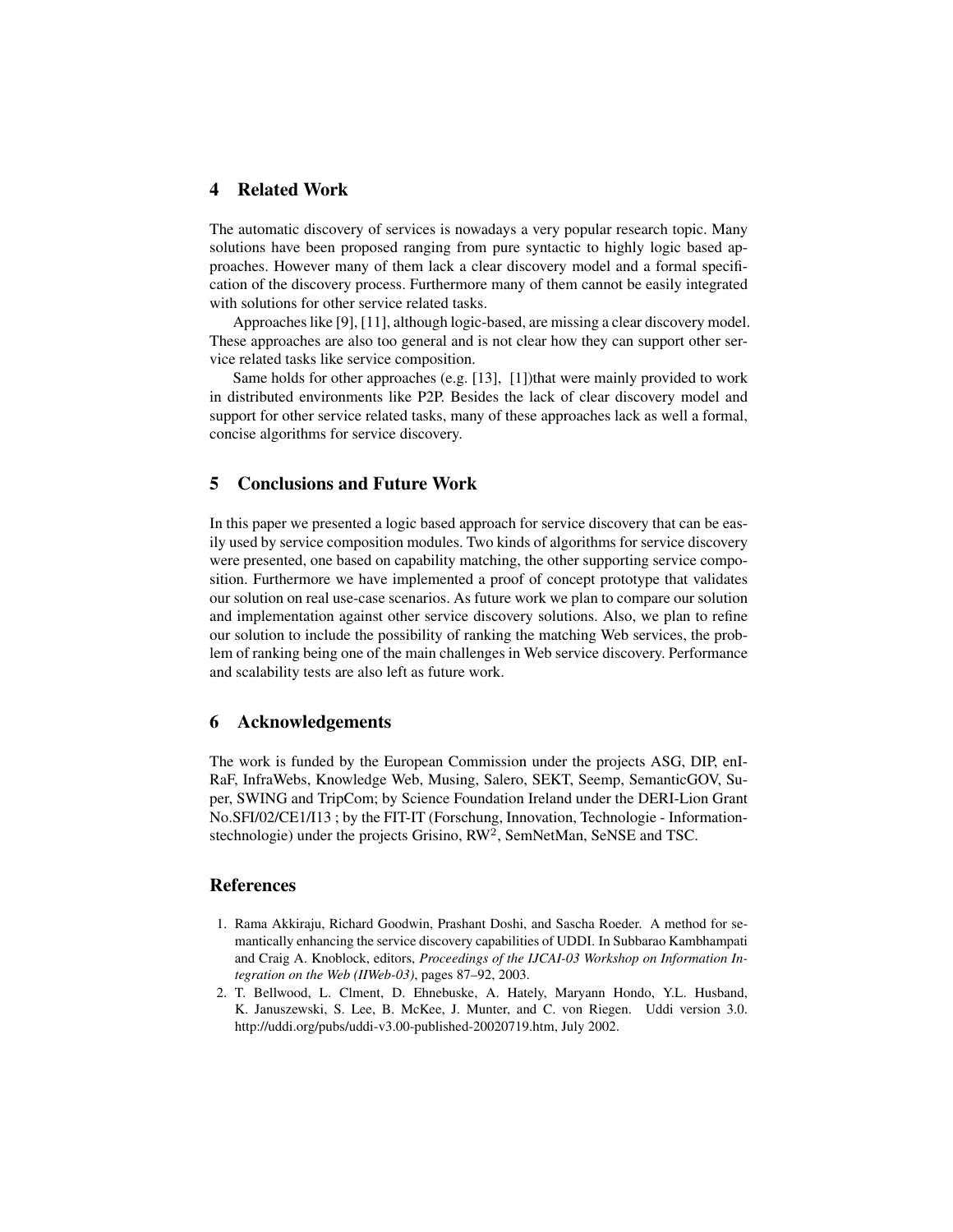## 4 Related Work

The automatic discovery of services is nowadays a very popular research topic. Many solutions have been proposed ranging from pure syntactic to highly logic based approaches. However many of them lack a clear discovery model and a formal specification of the discovery process. Furthermore many of them cannot be easily integrated with solutions for other service related tasks.

Approaches like [9], [11], although logic-based, are missing a clear discovery model. These approaches are also too general and is not clear how they can support other service related tasks like service composition.

Same holds for other approaches (e.g. [13], [1])that were mainly provided to work in distributed environments like P2P. Besides the lack of clear discovery model and support for other service related tasks, many of these approaches lack as well a formal, concise algorithms for service discovery.

## 5 Conclusions and Future Work

In this paper we presented a logic based approach for service discovery that can be easily used by service composition modules. Two kinds of algorithms for service discovery were presented, one based on capability matching, the other supporting service composition. Furthermore we have implemented a proof of concept prototype that validates our solution on real use-case scenarios. As future work we plan to compare our solution and implementation against other service discovery solutions. Also, we plan to refine our solution to include the possibility of ranking the matching Web services, the problem of ranking being one of the main challenges in Web service discovery. Performance and scalability tests are also left as future work.

## 6 Acknowledgements

The work is funded by the European Commission under the projects ASG, DIP, enIRaF, InfraWebs, Knowledge Web, Musing, Salero, SEKT, Seemp, SemanticGOV, Super, SWING and TripCom; by Science Foundation Ireland under the DERI-Lion Grant No.SFI/02/CE1/I13 ; by the FIT-IT (Forschung, Innovation, Technologie - Informationstechnologie) under the projects Grisino, RW$^2$, SemNetMan, SeNSE and TSC.

## References

1. Rama Akkiraju, Richard Goodwin, Prashant Doshi, and Sascha Roeder. A method for semantically enhancing the service discovery capabilities of UDDI. In Subbarao Kambhampati and Craig A. Knoblock, editors, *Proceedings of the IJCAI-03 Workshop on Information Integration on the Web (IIWeb-03)*, pages 87–92, 2003.
2. T. Bellwood, L. Clment, D. Ehnebuske, A. Hately, Maryann Hondo, Y.L. Husband, K. Januszewski, S. Lee, B. McKee, J. Munter, and C. von Riegen. Uddi version 3.0. http://uddi.org/pubs/uddi-v3.00-published-20020719.htm, July 2002.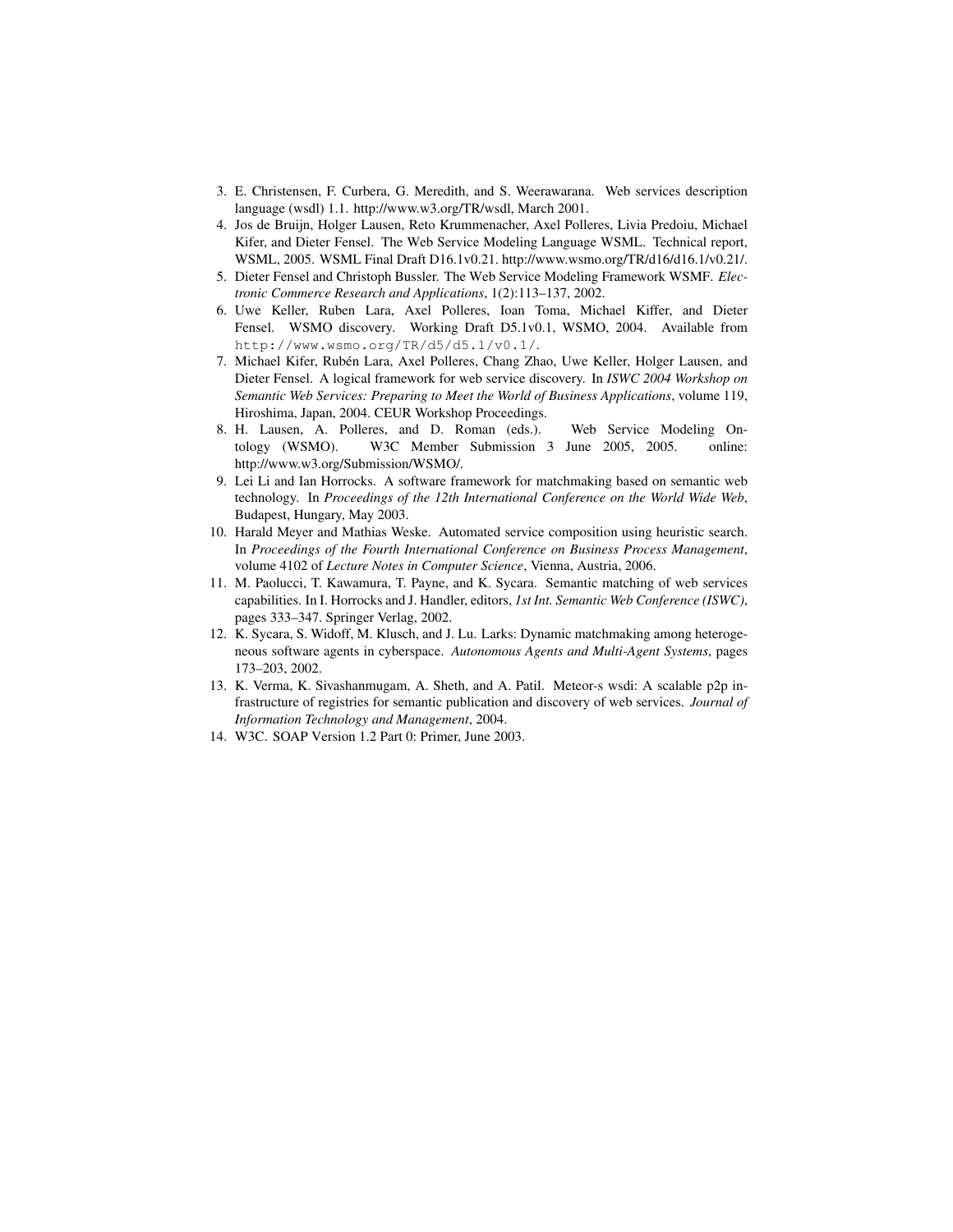3. E. Christensen, F. Curbera, G. Meredith, and S. Weerawarana. Web services description language (wsdl) 1.1. http://www.w3.org/TR/wsdl, March 2001.
4. Jos de Bruijn, Holger Lausen, Reto Krummenacher, Axel Polleres, Livia Predoiu, Michael Kifer, and Dieter Fensel. The Web Service Modeling Language WSML. Technical report, WSML, 2005. WSML Final Draft D16.1v0.21. http://www.wsmo.org/TR/d16/d16.1/v0.21/.
5. Dieter Fensel and Christoph Bussler. The Web Service Modeling Framework WSMF. *Electronic Commerce Research and Applications*, 1(2):113–137, 2002.
6. Uwe Keller, Ruben Lara, Axel Polleres, Ioan Toma, Michael Kiffer, and Dieter Fensel. WSMO discovery. Working Draft D5.1v0.1, WSMO, 2004. Available from `http://www.wsmo.org/TR/d5/d5.1/v0.1/`.
7. Michael Kifer, Rubén Lara, Axel Polleres, Chang Zhao, Uwe Keller, Holger Lausen, and Dieter Fensel. A logical framework for web service discovery. In *ISWC 2004 Workshop on Semantic Web Services: Preparing to Meet the World of Business Applications*, volume 119, Hiroshima, Japan, 2004. CEUR Workshop Proceedings.
8. H. Lausen, A. Polleres, and D. Roman (eds.). Web Service Modeling Ontology (WSMO). W3C Member Submission 3 June 2005, 2005. online: http://www.w3.org/Submission/WSMO/.
9. Lei Li and Ian Horrocks. A software framework for matchmaking based on semantic web technology. In *Proceedings of the 12th International Conference on the World Wide Web*, Budapest, Hungary, May 2003.
10. Harald Meyer and Mathias Weske. Automated service composition using heuristic search. In *Proceedings of the Fourth International Conference on Business Process Management*, volume 4102 of *Lecture Notes in Computer Science*, Vienna, Austria, 2006.
11. M. Paolucci, T. Kawamura, T. Payne, and K. Sycara. Semantic matching of web services capabilities. In I. Horrocks and J. Handler, editors, *1st Int. Semantic Web Conference (ISWC)*, pages 333–347. Springer Verlag, 2002.
12. K. Sycara, S. Widoff, M. Klusch, and J. Lu. Larks: Dynamic matchmaking among heterogeneous software agents in cyberspace. *Autonomous Agents and Multi-Agent Systems*, pages 173–203, 2002.
13. K. Verma, K. Sivashanmugam, A. Sheth, and A. Patil. Meteor-s wsdi: A scalable p2p infrastructure of registries for semantic publication and discovery of web services. *Journal of Information Technology and Management*, 2004.
14. W3C. SOAP Version 1.2 Part 0: Primer, June 2003.